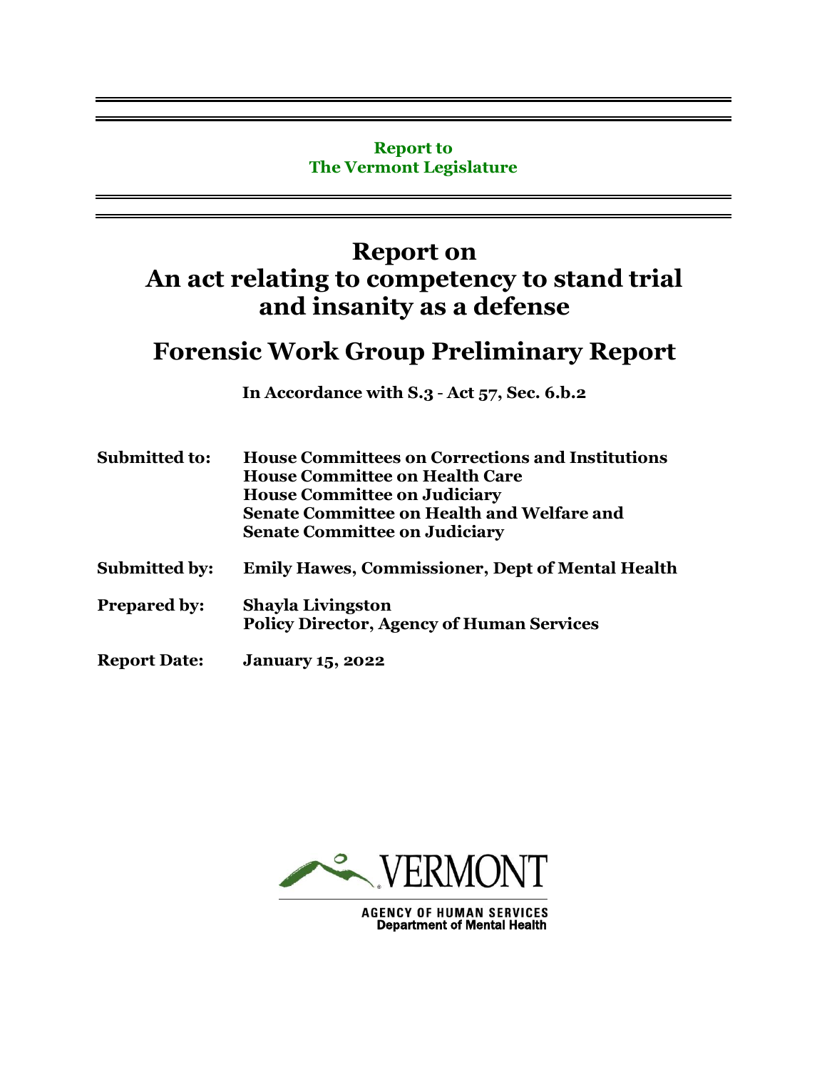**Report to**
**The Vermont Legislature**

# Report on An act relating to competency to stand trial and insanity as a defense

# Forensic Work Group Preliminary Report

**In Accordance with S.3 - Act 57, Sec. 6.b.2**

| | |
|---|---|
| **Submitted to:** | **House Committees on Corrections and Institutions**<br>**House Committee on Health Care**<br>**House Committee on Judiciary**<br>**Senate Committee on Health and Welfare and**<br>**Senate Committee on Judiciary** |
| **Submitted by:** | **Emily Hawes, Commissioner, Dept of Mental Health** |
| **Prepared by:** | **Shayla Livingston**<br>**Policy Director, Agency of Human Services** |
| **Report Date:** | **January 15, 2022** |

VERMONT

AGENCY OF HUMAN SERVICES
Department of Mental Health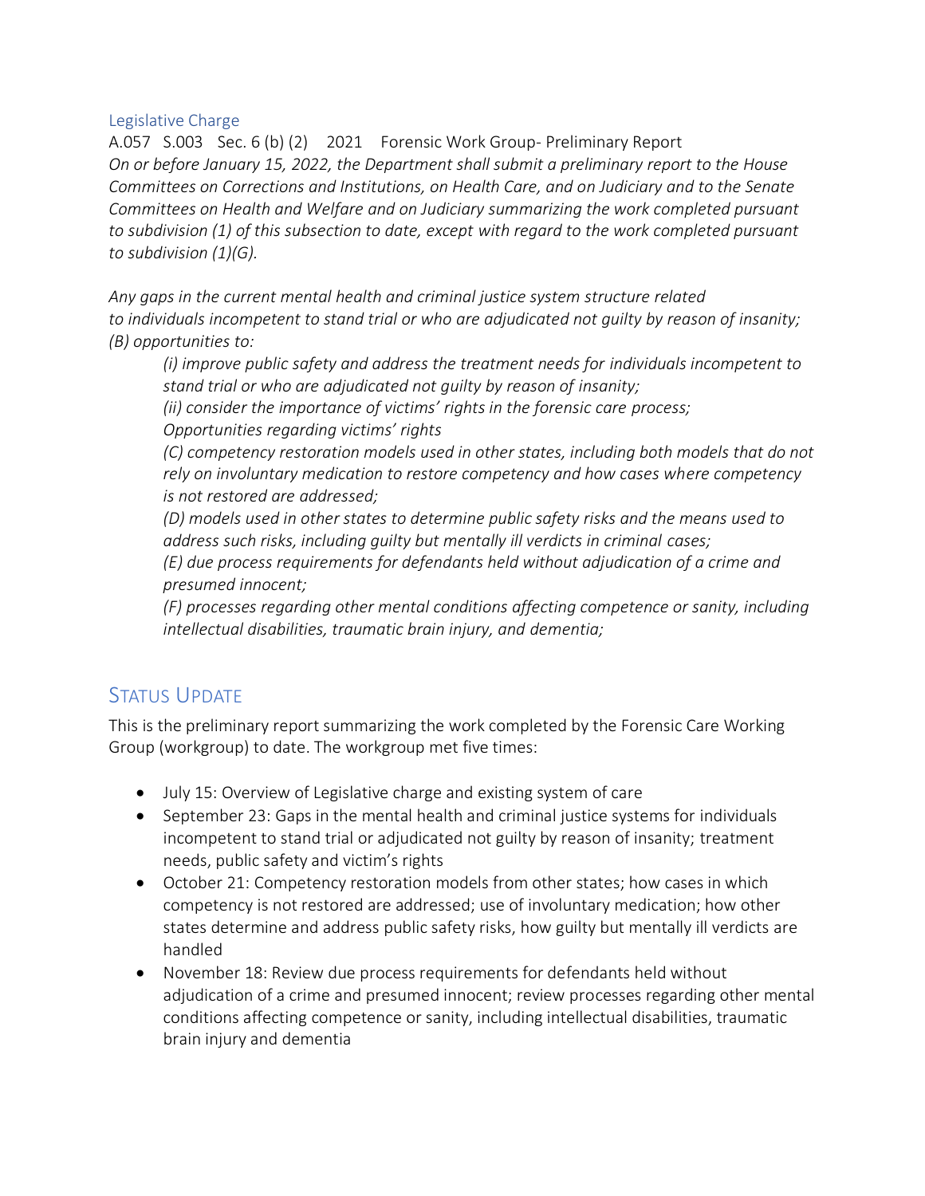## Legislative Charge

A.057 S.003 Sec. 6 (b) (2) 2021 Forensic Work Group- Preliminary Report

*On or before January 15, 2022, the Department shall submit a preliminary report to the House Committees on Corrections and Institutions, on Health Care, and on Judiciary and to the Senate Committees on Health and Welfare and on Judiciary summarizing the work completed pursuant to subdivision (1) of this subsection to date, except with regard to the work completed pursuant to subdivision (1)(G).*

*Any gaps in the current mental health and criminal justice system structure related to individuals incompetent to stand trial or who are adjudicated not guilty by reason of insanity; (B) opportunities to:*

> *(i) improve public safety and address the treatment needs for individuals incompetent to stand trial or who are adjudicated not guilty by reason of insanity;*
>
> *(ii) consider the importance of victims' rights in the forensic care process; Opportunities regarding victims' rights*
>
> *(C) competency restoration models used in other states, including both models that do not rely on involuntary medication to restore competency and how cases where competency is not restored are addressed;*
>
> *(D) models used in other states to determine public safety risks and the means used to address such risks, including guilty but mentally ill verdicts in criminal cases;*
>
> *(E) due process requirements for defendants held without adjudication of a crime and presumed innocent;*
>
> *(F) processes regarding other mental conditions affecting competence or sanity, including intellectual disabilities, traumatic brain injury, and dementia;*

# Status Update

This is the preliminary report summarizing the work completed by the Forensic Care Working Group (workgroup) to date. The workgroup met five times:

- July 15: Overview of Legislative charge and existing system of care
- September 23: Gaps in the mental health and criminal justice systems for individuals incompetent to stand trial or adjudicated not guilty by reason of insanity; treatment needs, public safety and victim's rights
- October 21: Competency restoration models from other states; how cases in which competency is not restored are addressed; use of involuntary medication; how other states determine and address public safety risks, how guilty but mentally ill verdicts are handled
- November 18: Review due process requirements for defendants held without adjudication of a crime and presumed innocent; review processes regarding other mental conditions affecting competence or sanity, including intellectual disabilities, traumatic brain injury and dementia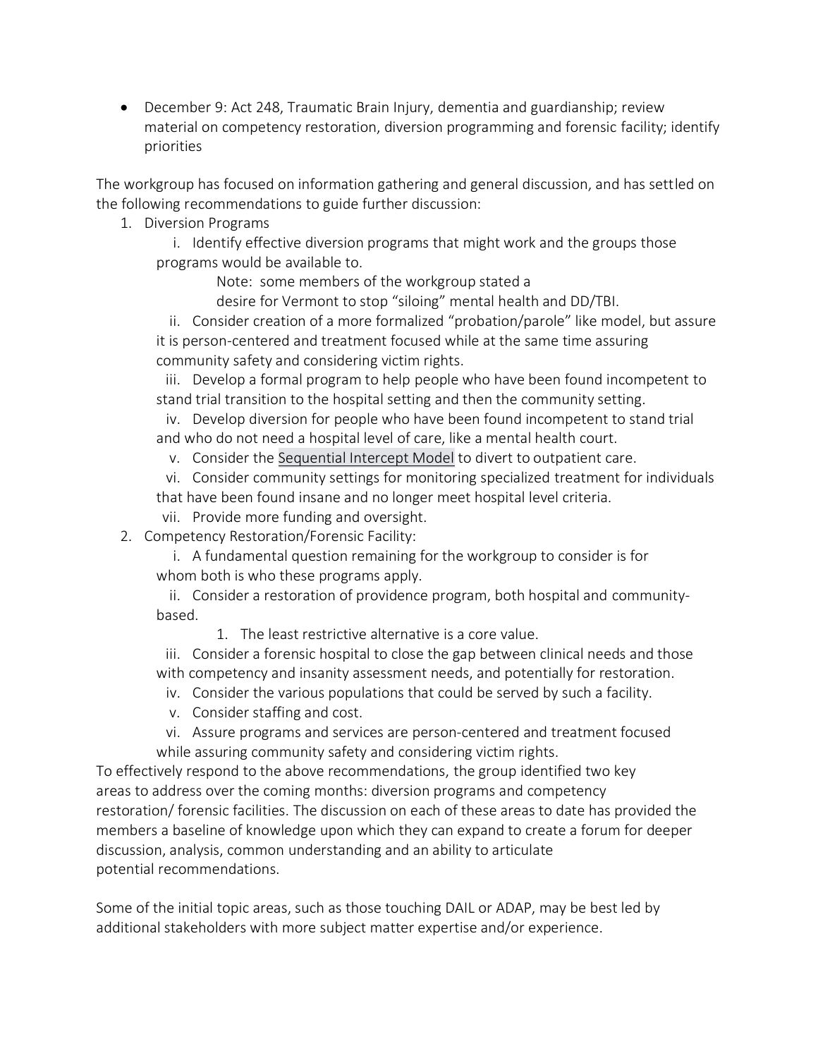- December 9: Act 248, Traumatic Brain Injury, dementia and guardianship; review material on competency restoration, diversion programming and forensic facility; identify priorities

The workgroup has focused on information gathering and general discussion, and has settled on the following recommendations to guide further discussion:

1. Diversion Programs
   i. Identify effective diversion programs that might work and the groups those programs would be available to.

      Note: some members of the workgroup stated a desire for Vermont to stop "siloing" mental health and DD/TBI.

   ii. Consider creation of a more formalized "probation/parole" like model, but assure it is person-centered and treatment focused while at the same time assuring community safety and considering victim rights.

   iii. Develop a formal program to help people who have been found incompetent to stand trial transition to the hospital setting and then the community setting.

   iv. Develop diversion for people who have been found incompetent to stand trial and who do not need a hospital level of care, like a mental health court.

   v. Consider the Sequential Intercept Model to divert to outpatient care.

   vi. Consider community settings for monitoring specialized treatment for individuals that have been found insane and no longer meet hospital level criteria.

   vii. Provide more funding and oversight.

2. Competency Restoration/Forensic Facility:
   i. A fundamental question remaining for the workgroup to consider is for whom both is who these programs apply.

   ii. Consider a restoration of providence program, both hospital and community-based.

      1. The least restrictive alternative is a core value.

   iii. Consider a forensic hospital to close the gap between clinical needs and those with competency and insanity assessment needs, and potentially for restoration.

   iv. Consider the various populations that could be served by such a facility.

   v. Consider staffing and cost.

   vi. Assure programs and services are person-centered and treatment focused while assuring community safety and considering victim rights.

To effectively respond to the above recommendations, the group identified two key areas to address over the coming months: diversion programs and competency restoration/ forensic facilities. The discussion on each of these areas to date has provided the members a baseline of knowledge upon which they can expand to create a forum for deeper discussion, analysis, common understanding and an ability to articulate potential recommendations.

Some of the initial topic areas, such as those touching DAIL or ADAP, may be best led by additional stakeholders with more subject matter expertise and/or experience.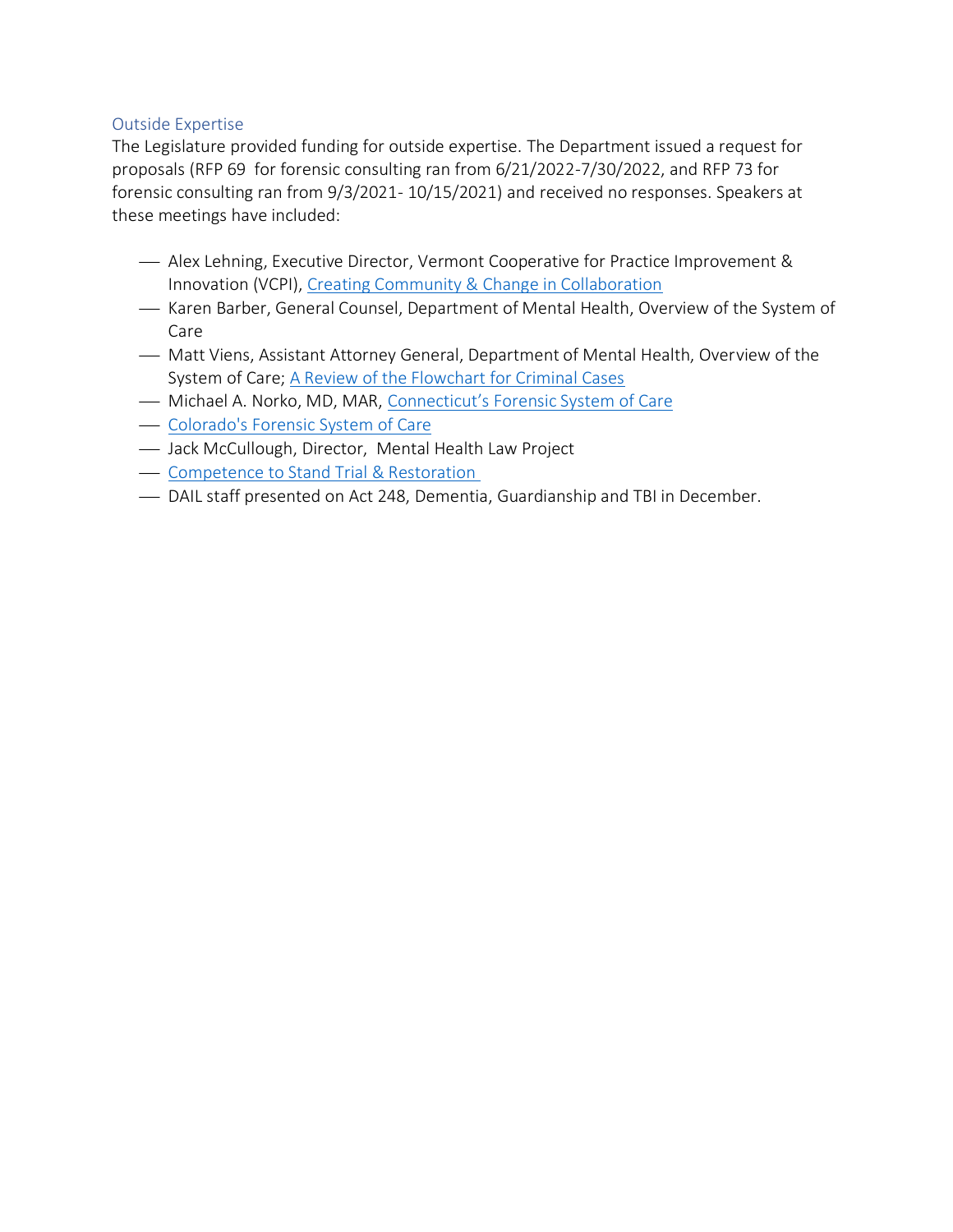### Outside Expertise

The Legislature provided funding for outside expertise. The Department issued a request for proposals (RFP 69 for forensic consulting ran from 6/21/2022-7/30/2022, and RFP 73 for forensic consulting ran from 9/3/2021- 10/15/2021) and received no responses. Speakers at these meetings have included:

- Alex Lehning, Executive Director, Vermont Cooperative for Practice Improvement & Innovation (VCPI), Creating Community & Change in Collaboration
- Karen Barber, General Counsel, Department of Mental Health, Overview of the System of Care
- Matt Viens, Assistant Attorney General, Department of Mental Health, Overview of the System of Care; A Review of the Flowchart for Criminal Cases
- Michael A. Norko, MD, MAR, Connecticut's Forensic System of Care
- Colorado's Forensic System of Care
- Jack McCullough, Director, Mental Health Law Project
- Competence to Stand Trial & Restoration
- DAIL staff presented on Act 248, Dementia, Guardianship and TBI in December.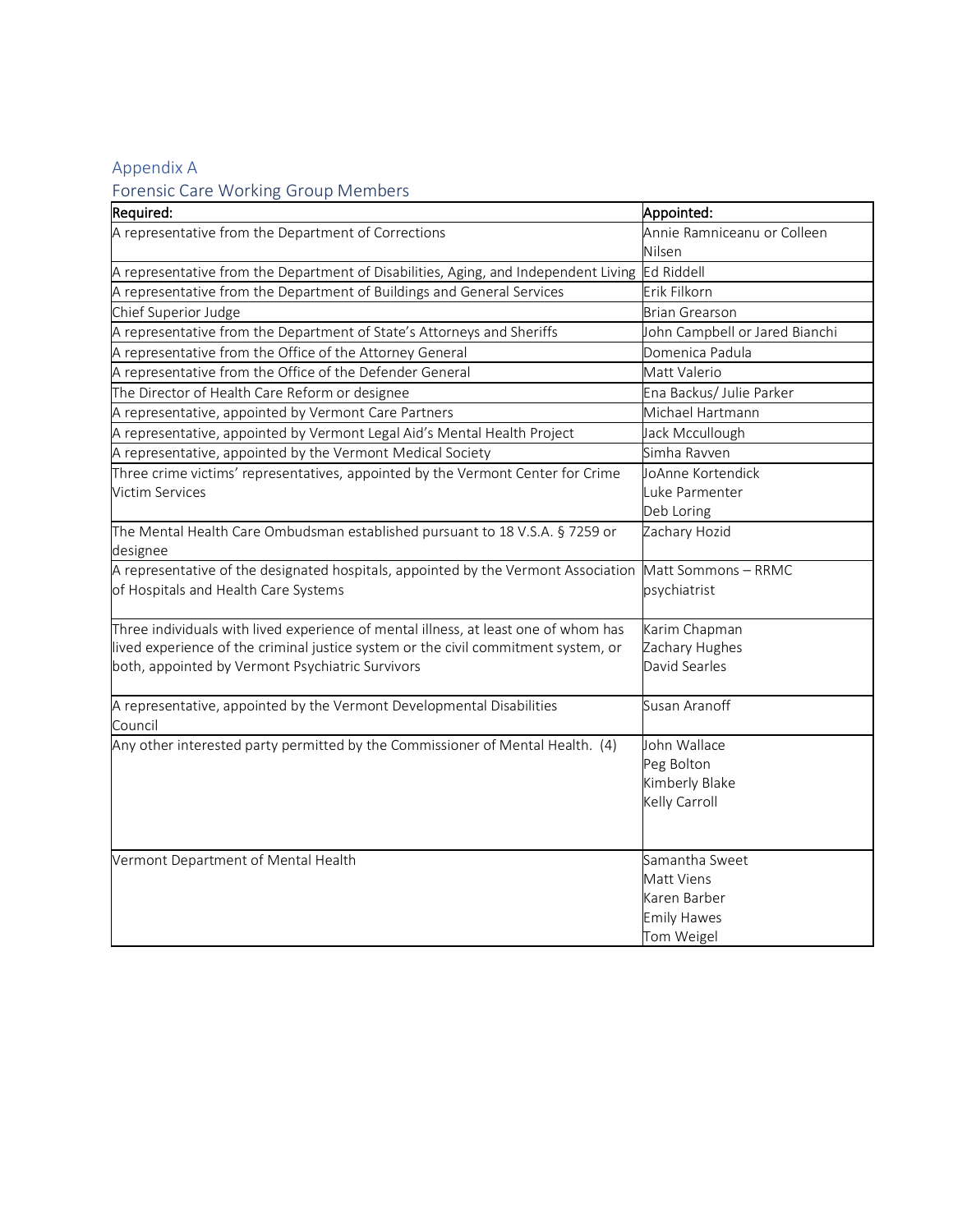## Appendix A

## Forensic Care Working Group Members

| Required: | Appointed: |
|---|---|
| A representative from the Department of Corrections | Annie Ramniceanu or Colleen Nilsen |
| A representative from the Department of Disabilities, Aging, and Independent Living | Ed Riddell |
| A representative from the Department of Buildings and General Services | Erik Filkorn |
| Chief Superior Judge | Brian Grearson |
| A representative from the Department of State's Attorneys and Sheriffs | John Campbell or Jared Bianchi |
| A representative from the Office of the Attorney General | Domenica Padula |
| A representative from the Office of the Defender General | Matt Valerio |
| The Director of Health Care Reform or designee | Ena Backus/ Julie Parker |
| A representative, appointed by Vermont Care Partners | Michael Hartmann |
| A representative, appointed by Vermont Legal Aid's Mental Health Project | Jack Mccullough |
| A representative, appointed by the Vermont Medical Society | Simha Ravven |
| Three crime victims' representatives, appointed by the Vermont Center for Crime Victim Services | JoAnne Kortendick<br>Luke Parmenter<br>Deb Loring |
| The Mental Health Care Ombudsman established pursuant to 18 V.S.A. § 7259 or designee | Zachary Hozid |
| A representative of the designated hospitals, appointed by the Vermont Association of Hospitals and Health Care Systems | Matt Sommons – RRMC psychiatrist |
| Three individuals with lived experience of mental illness, at least one of whom has lived experience of the criminal justice system or the civil commitment system, or both, appointed by Vermont Psychiatric Survivors | Karim Chapman<br>Zachary Hughes<br>David Searles |
| A representative, appointed by the Vermont Developmental Disabilities Council | Susan Aranoff |
| Any other interested party permitted by the Commissioner of Mental Health. (4) | John Wallace<br>Peg Bolton<br>Kimberly Blake<br>Kelly Carroll |
| Vermont Department of Mental Health | Samantha Sweet<br>Matt Viens<br>Karen Barber<br>Emily Hawes<br>Tom Weigel |